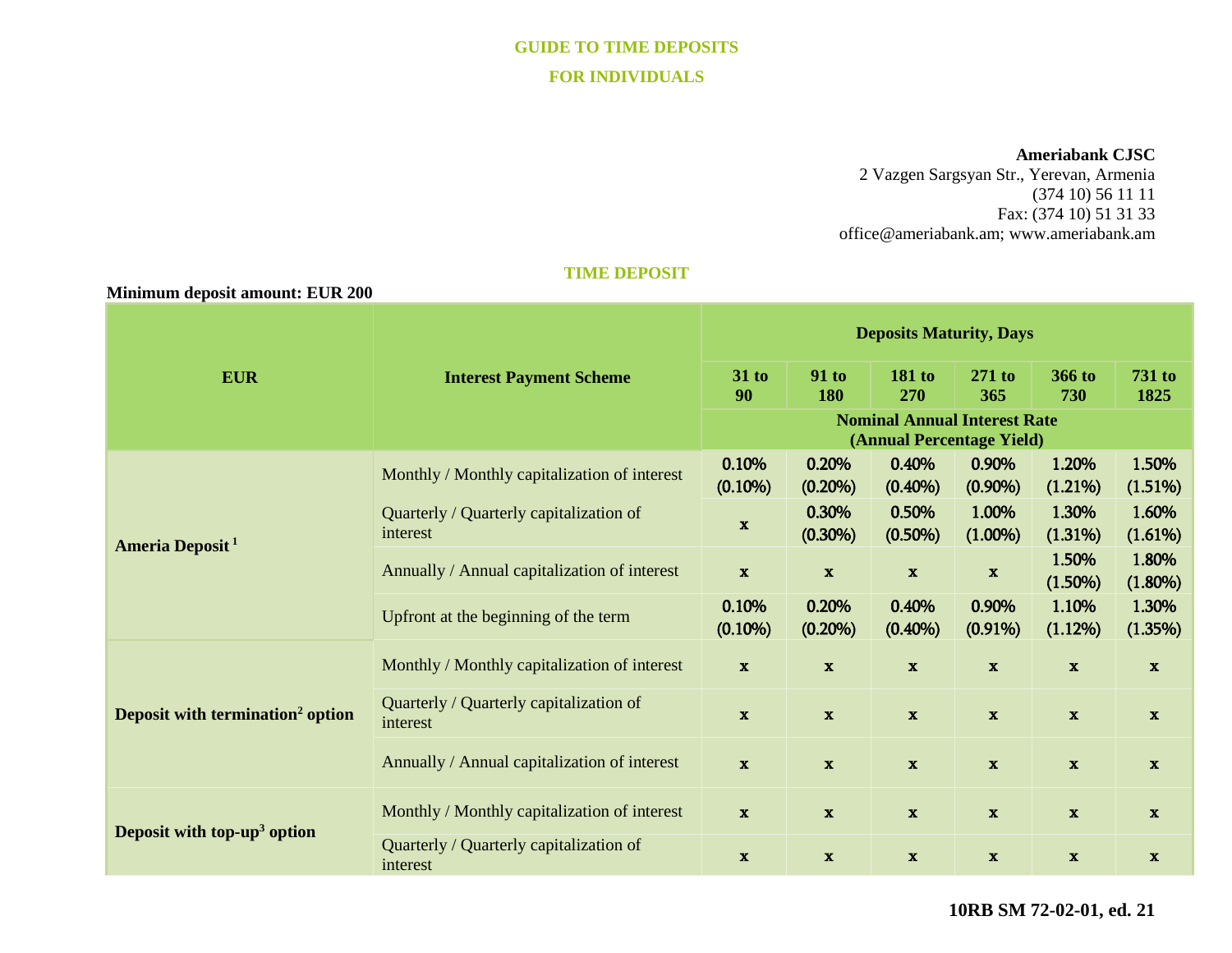# GUIDE TO TIME DEPOSITS

## FOR INDIVIDUALS

**Ameriabank CJSC**
2 Vazgen Sargsyan Str., Yerevan, Armenia
(374 10) 56 11 11
Fax: (374 10) 51 31 33
office@ameriabank.am; www.ameriabank.am

## TIME DEPOSIT

**Minimum deposit amount: EUR 200**

| EUR | Interest Payment Scheme | Deposits Maturity, Days | | | | | |
|---|---|---|---|---|---|---|---|
| | | 31 to 90 | 91 to 180 | 181 to 270 | 271 to 365 | 366 to 730 | 731 to 1825 |
| | | Nominal Annual Interest Rate (Annual Percentage Yield) | | | | | |
| **Ameria Deposit** [1] | Monthly / Monthly capitalization of interest | 0.10% (0.10%) | 0.20% (0.20%) | 0.40% (0.40%) | 0.90% (0.90%) | 1.20% (1.21%) | 1.50% (1.51%) |
| | Quarterly / Quarterly capitalization of interest | x | 0.30% (0.30%) | 0.50% (0.50%) | 1.00% (1.00%) | 1.30% (1.31%) | 1.60% (1.61%) |
| | Annually / Annual capitalization of interest | x | x | x | x | 1.50% (1.50%) | 1.80% (1.80%) |
| | Upfront at the beginning of the term | 0.10% (0.10%) | 0.20% (0.20%) | 0.40% (0.40%) | 0.90% (0.91%) | 1.10% (1.12%) | 1.30% (1.35%) |
| **Deposit with termination[2] option** | Monthly / Monthly capitalization of interest | x | x | x | x | x | x |
| | Quarterly / Quarterly capitalization of interest | x | x | x | x | x | x |
| | Annually / Annual capitalization of interest | x | x | x | x | x | x |
| **Deposit with top-up[3] option** | Monthly / Monthly capitalization of interest | x | x | x | x | x | x |
| | Quarterly / Quarterly capitalization of interest | x | x | x | x | x | x |

**10RB SM 72-02-01, ed. 21**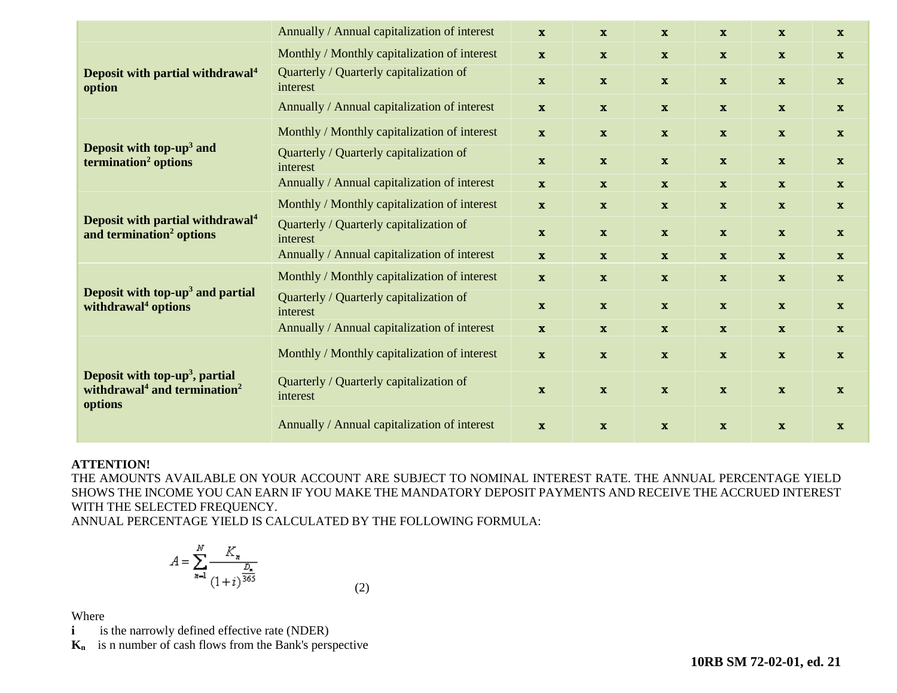| | | | | | | | |
|---|---|---|---|---|---|---|---|
| | Annually / Annual capitalization of interest | x | x | x | x | x | x |
| **Deposit with partial withdrawal[4] option** | Monthly / Monthly capitalization of interest | x | x | x | x | x | x |
| | Quarterly / Quarterly capitalization of interest | x | x | x | x | x | x |
| | Annually / Annual capitalization of interest | x | x | x | x | x | x |
| **Deposit with top-up[3] and termination[2] options** | Monthly / Monthly capitalization of interest | x | x | x | x | x | x |
| | Quarterly / Quarterly capitalization of interest | x | x | x | x | x | x |
| | Annually / Annual capitalization of interest | x | x | x | x | x | x |
| **Deposit with partial withdrawal[4] and termination[2] options** | Monthly / Monthly capitalization of interest | x | x | x | x | x | x |
| | Quarterly / Quarterly capitalization of interest | x | x | x | x | x | x |
| | Annually / Annual capitalization of interest | x | x | x | x | x | x |
| **Deposit with top-up[3] and partial withdrawal[4] options** | Monthly / Monthly capitalization of interest | x | x | x | x | x | x |
| | Quarterly / Quarterly capitalization of interest | x | x | x | x | x | x |
| | Annually / Annual capitalization of interest | x | x | x | x | x | x |
| **Deposit with top-up[3], partial withdrawal[4] and termination[2] options** | Monthly / Monthly capitalization of interest | x | x | x | x | x | x |
| | Quarterly / Quarterly capitalization of interest | x | x | x | x | x | x |
| | Annually / Annual capitalization of interest | x | x | x | x | x | x |

**ATTENTION!**

THE AMOUNTS AVAILABLE ON YOUR ACCOUNT ARE SUBJECT TO NOMINAL INTEREST RATE. THE ANNUAL PERCENTAGE YIELD SHOWS THE INCOME YOU CAN EARN IF YOU MAKE THE MANDATORY DEPOSIT PAYMENTS AND RECEIVE THE ACCRUED INTEREST WITH THE SELECTED FREQUENCY.

ANNUAL PERCENTAGE YIELD IS CALCULATED BY THE FOLLOWING FORMULA:

$$A = \sum_{n=1}^{N} \frac{K_n}{(1+i)^{\frac{D_n}{365}}} \qquad (2)$$

Where

**i** is the narrowly defined effective rate (NDER)

$\mathbf{K_n}$ is n number of cash flows from the Bank's perspective

**10RB SM 72-02-01, ed. 21**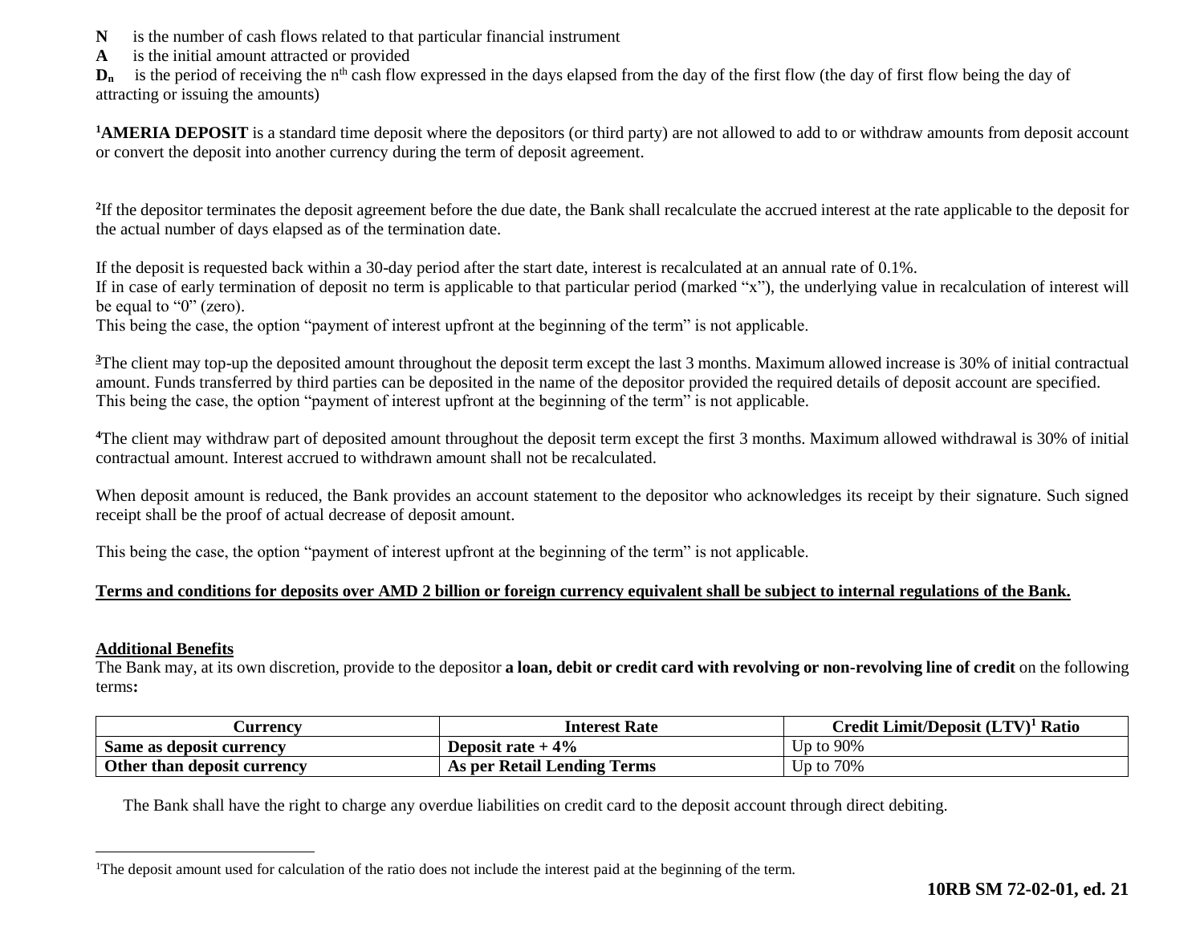**N** is the number of cash flows related to that particular financial instrument

**A** is the initial amount attracted or provided

$D_n$ is the period of receiving the $n^{th}$ cash flow expressed in the days elapsed from the day of the first flow (the day of first flow being the day of attracting or issuing the amounts)

[1]**AMERIA DEPOSIT** is a standard time deposit where the depositors (or third party) are not allowed to add to or withdraw amounts from deposit account or convert the deposit into another currency during the term of deposit agreement.

[2]If the depositor terminates the deposit agreement before the due date, the Bank shall recalculate the accrued interest at the rate applicable to the deposit for the actual number of days elapsed as of the termination date.

If the deposit is requested back within a 30-day period after the start date, interest is recalculated at an annual rate of 0.1%.
If in case of early termination of deposit no term is applicable to that particular period (marked "x"), the underlying value in recalculation of interest will be equal to "0" (zero).
This being the case, the option "payment of interest upfront at the beginning of the term" is not applicable.

[3]The client may top-up the deposited amount throughout the deposit term except the last 3 months. Maximum allowed increase is 30% of initial contractual amount. Funds transferred by third parties can be deposited in the name of the depositor provided the required details of deposit account are specified.
This being the case, the option "payment of interest upfront at the beginning of the term" is not applicable.

[4]The client may withdraw part of deposited amount throughout the deposit term except the first 3 months. Maximum allowed withdrawal is 30% of initial contractual amount. Interest accrued to withdrawn amount shall not be recalculated.

When deposit amount is reduced, the Bank provides an account statement to the depositor who acknowledges its receipt by their signature. Such signed receipt shall be the proof of actual decrease of deposit amount.

This being the case, the option "payment of interest upfront at the beginning of the term" is not applicable.

**Terms and conditions for deposits over AMD 2 billion or foreign currency equivalent shall be subject to internal regulations of the Bank.**

**Additional Benefits**

The Bank may, at its own discretion, provide to the depositor **a loan, debit or credit card with revolving or non-revolving line of credit** on the following terms**:**

| Currency | Interest Rate | Credit Limit/Deposit (LTV)[1] Ratio |
|---|---|---|
| **Same as deposit currency** | **Deposit rate + 4%** | Up to 90% |
| **Other than deposit currency** | **As per Retail Lending Terms** | Up to 70% |

The Bank shall have the right to charge any overdue liabilities on credit card to the deposit account through direct debiting.

[1]The deposit amount used for calculation of the ratio does not include the interest paid at the beginning of the term.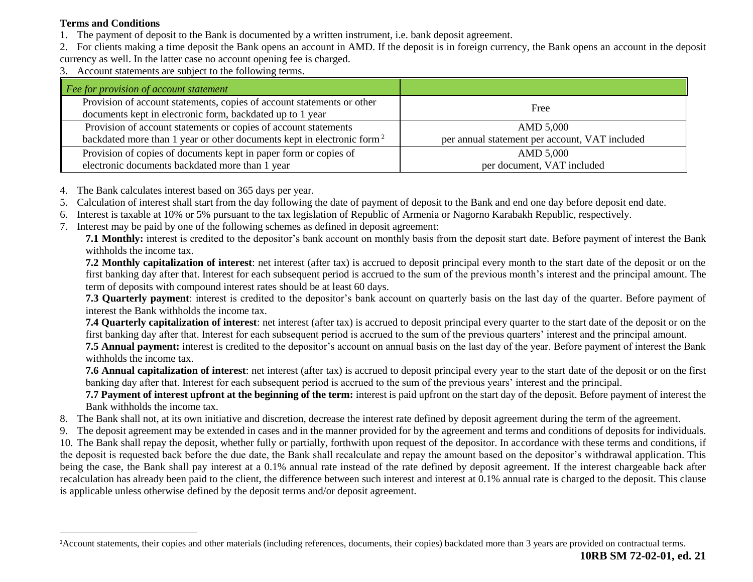**Terms and Conditions**

1. The payment of deposit to the Bank is documented by a written instrument, i.e. bank deposit agreement.
2. For clients making a time deposit the Bank opens an account in AMD. If the deposit is in foreign currency, the Bank opens an account in the deposit currency as well. In the latter case no account opening fee is charged.
3. Account statements are subject to the following terms.

| *Fee for provision of account statement* | |
|---|---|
| Provision of account statements, copies of account statements or other documents kept in electronic form, backdated up to 1 year | Free |
| Provision of account statements or copies of account statements backdated more than 1 year or other documents kept in electronic form [2] | AMD 5,000 per annual statement per account, VAT included |
| Provision of copies of documents kept in paper form or copies of electronic documents backdated more than 1 year | AMD 5,000 per document, VAT included |

4. The Bank calculates interest based on 365 days per year.
5. Calculation of interest shall start from the day following the date of payment of deposit to the Bank and end one day before deposit end date.
6. Interest is taxable at 10% or 5% pursuant to the tax legislation of Republic of Armenia or Nagorno Karabakh Republic, respectively.
7. Interest may be paid by one of the following schemes as defined in deposit agreement:

   **7.1 Monthly:** interest is credited to the depositor's bank account on monthly basis from the deposit start date. Before payment of interest the Bank withholds the income tax.

   **7.2 Monthly capitalization of interest**: net interest (after tax) is accrued to deposit principal every month to the start date of the deposit or on the first banking day after that. Interest for each subsequent period is accrued to the sum of the previous month's interest and the principal amount. The term of deposits with compound interest rates should be at least 60 days.

   **7.3 Quarterly payment**: interest is credited to the depositor's bank account on quarterly basis on the last day of the quarter. Before payment of interest the Bank withholds the income tax.

   **7.4 Quarterly capitalization of interest**: net interest (after tax) is accrued to deposit principal every quarter to the start date of the deposit or on the first banking day after that. Interest for each subsequent period is accrued to the sum of the previous quarters' interest and the principal amount.

   **7.5 Annual payment:** interest is credited to the depositor's account on annual basis on the last day of the year. Before payment of interest the Bank withholds the income tax.

   **7.6 Annual capitalization of interest**: net interest (after tax) is accrued to deposit principal every year to the start date of the deposit or on the first banking day after that. Interest for each subsequent period is accrued to the sum of the previous years' interest and the principal.

   **7.7 Payment of interest upfront at the beginning of the term:** interest is paid upfront on the start day of the deposit. Before payment of interest the Bank withholds the income tax.

8. The Bank shall not, at its own initiative and discretion, decrease the interest rate defined by deposit agreement during the term of the agreement.
9. The deposit agreement may be extended in cases and in the manner provided for by the agreement and terms and conditions of deposits for individuals.
10. The Bank shall repay the deposit, whether fully or partially, forthwith upon request of the depositor. In accordance with these terms and conditions, if the deposit is requested back before the due date, the Bank shall recalculate and repay the amount based on the depositor's withdrawal application. This being the case, the Bank shall pay interest at a 0.1% annual rate instead of the rate defined by deposit agreement. If the interest chargeable back after recalculation has already been paid to the client, the difference between such interest and interest at 0.1% annual rate is charged to the deposit. This clause is applicable unless otherwise defined by the deposit terms and/or deposit agreement.

---

[2] Account statements, their copies and other materials (including references, documents, their copies) backdated more than 3 years are provided on contractual terms.

**10RB SM 72-02-01, ed. 21**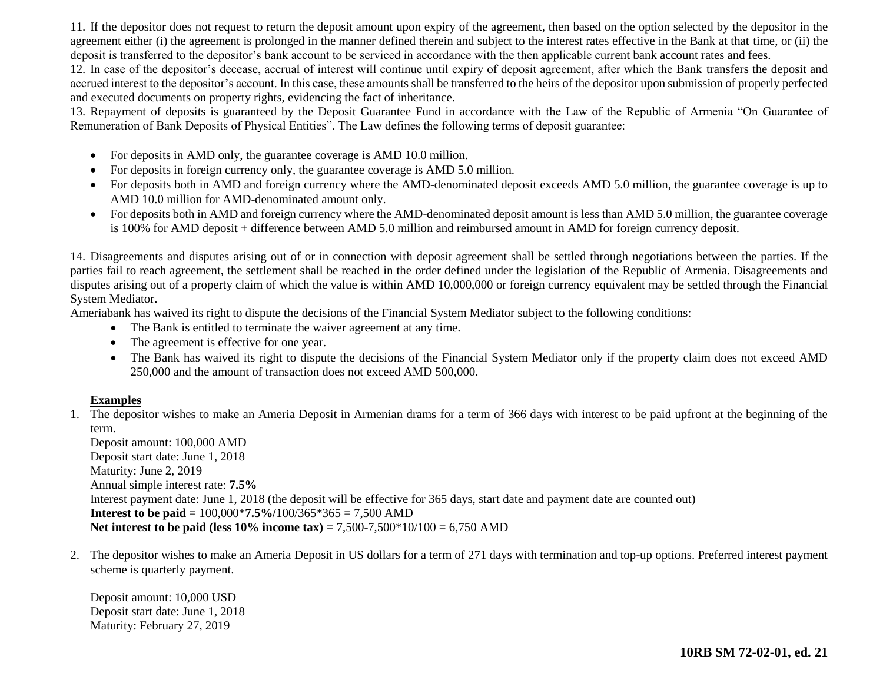11. If the depositor does not request to return the deposit amount upon expiry of the agreement, then based on the option selected by the depositor in the agreement either (i) the agreement is prolonged in the manner defined therein and subject to the interest rates effective in the Bank at that time, or (ii) the deposit is transferred to the depositor's bank account to be serviced in accordance with the then applicable current bank account rates and fees.

12. In case of the depositor's decease, accrual of interest will continue until expiry of deposit agreement, after which the Bank transfers the deposit and accrued interest to the depositor's account. In this case, these amounts shall be transferred to the heirs of the depositor upon submission of properly perfected and executed documents on property rights, evidencing the fact of inheritance.

13. Repayment of deposits is guaranteed by the Deposit Guarantee Fund in accordance with the Law of the Republic of Armenia "On Guarantee of Remuneration of Bank Deposits of Physical Entities". The Law defines the following terms of deposit guarantee:

- For deposits in AMD only, the guarantee coverage is AMD 10.0 million.
- For deposits in foreign currency only, the guarantee coverage is AMD 5.0 million.
- For deposits both in AMD and foreign currency where the AMD-denominated deposit exceeds AMD 5.0 million, the guarantee coverage is up to AMD 10.0 million for AMD-denominated amount only.
- For deposits both in AMD and foreign currency where the AMD-denominated deposit amount is less than AMD 5.0 million, the guarantee coverage is 100% for AMD deposit + difference between AMD 5.0 million and reimbursed amount in AMD for foreign currency deposit.

14. Disagreements and disputes arising out of or in connection with deposit agreement shall be settled through negotiations between the parties. If the parties fail to reach agreement, the settlement shall be reached in the order defined under the legislation of the Republic of Armenia. Disagreements and disputes arising out of a property claim of which the value is within AMD 10,000,000 or foreign currency equivalent may be settled through the Financial System Mediator.

Ameriabank has waived its right to dispute the decisions of the Financial System Mediator subject to the following conditions:

- The Bank is entitled to terminate the waiver agreement at any time.
- The agreement is effective for one year.
- The Bank has waived its right to dispute the decisions of the Financial System Mediator only if the property claim does not exceed AMD 250,000 and the amount of transaction does not exceed AMD 500,000.

**Examples**

1. The depositor wishes to make an Ameria Deposit in Armenian drams for a term of 366 days with interest to be paid upfront at the beginning of the term.

   Deposit amount: 100,000 AMD
   Deposit start date: June 1, 2018
   Maturity: June 2, 2019
   Annual simple interest rate: **7.5%**
   Interest payment date: June 1, 2018 (the deposit will be effective for 365 days, start date and payment date are counted out)
   **Interest to be paid** = 100,000***7.5%/**100/365*365 = 7,500 AMD
   **Net interest to be paid (less 10% income tax)** = 7,500-7,500*10/100 = 6,750 AMD

2. The depositor wishes to make an Ameria Deposit in US dollars for a term of 271 days with termination and top-up options. Preferred interest payment scheme is quarterly payment.

   Deposit amount: 10,000 USD
   Deposit start date: June 1, 2018
   Maturity: February 27, 2019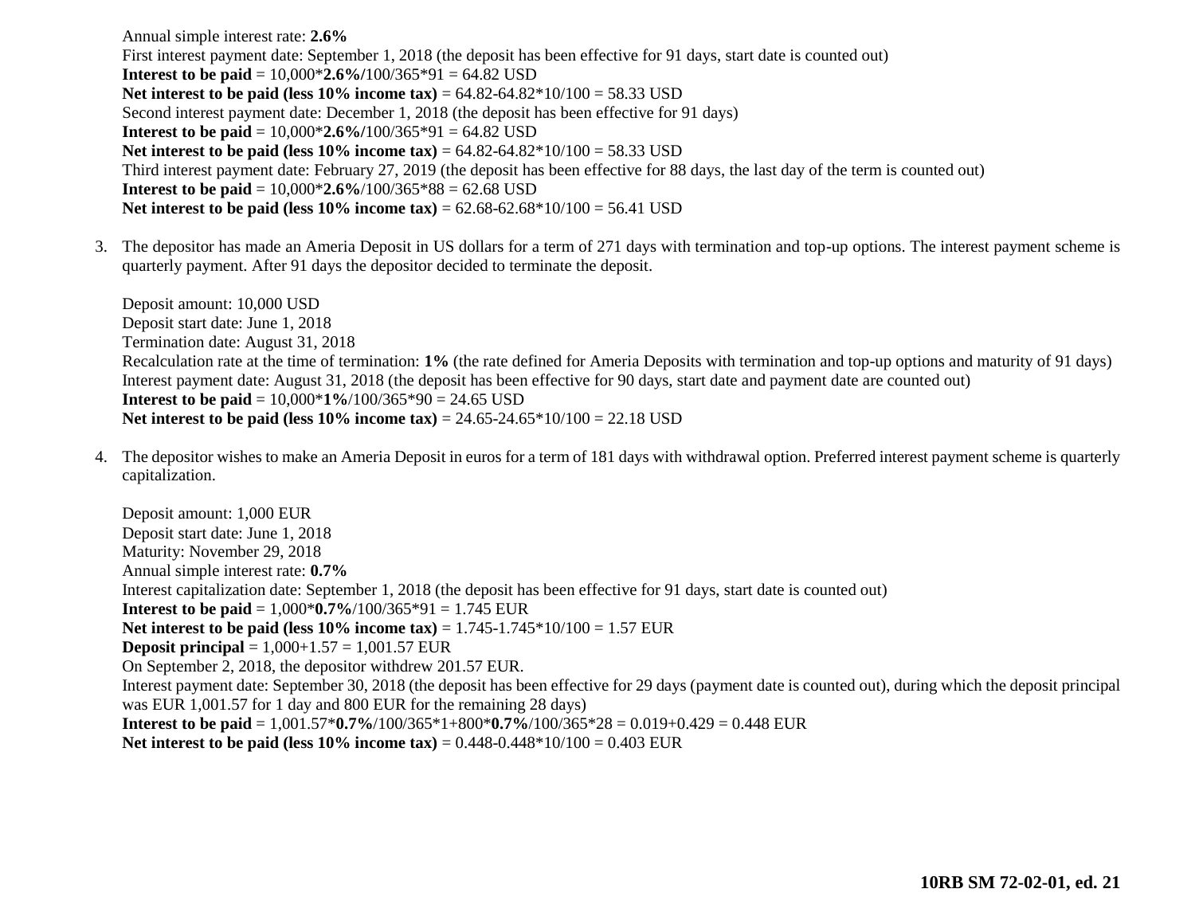Annual simple interest rate: **2.6%**
First interest payment date: September 1, 2018 (the deposit has been effective for 91 days, start date is counted out)
**Interest to be paid** = 10,000***2.6%/**100/365*91 = 64.82 USD
**Net interest to be paid (less 10% income tax)** = 64.82-64.82*10/100 = 58.33 USD
Second interest payment date: December 1, 2018 (the deposit has been effective for 91 days)
**Interest to be paid** = 10,000***2.6%/**100/365*91 = 64.82 USD
**Net interest to be paid (less 10% income tax)** = 64.82-64.82*10/100 = 58.33 USD
Third interest payment date: February 27, 2019 (the deposit has been effective for 88 days, the last day of the term is counted out)
**Interest to be paid** = 10,000***2.6%**/100/365*88 = 62.68 USD
**Net interest to be paid (less 10% income tax)** = 62.68-62.68*10/100 = 56.41 USD

3. The depositor has made an Ameria Deposit in US dollars for a term of 271 days with termination and top-up options. The interest payment scheme is quarterly payment. After 91 days the depositor decided to terminate the deposit.

   Deposit amount: 10,000 USD
   Deposit start date: June 1, 2018
   Termination date: August 31, 2018
   Recalculation rate at the time of termination: **1%** (the rate defined for Ameria Deposits with termination and top-up options and maturity of 91 days)
   Interest payment date: August 31, 2018 (the deposit has been effective for 90 days, start date and payment date are counted out)
   **Interest to be paid** = 10,000***1%**/100/365*90 = 24.65 USD
   **Net interest to be paid (less 10% income tax)** = 24.65-24.65*10/100 = 22.18 USD

4. The depositor wishes to make an Ameria Deposit in euros for a term of 181 days with withdrawal option. Preferred interest payment scheme is quarterly capitalization.

   Deposit amount: 1,000 EUR
   Deposit start date: June 1, 2018
   Maturity: November 29, 2018
   Annual simple interest rate: **0.7%**
   Interest capitalization date: September 1, 2018 (the deposit has been effective for 91 days, start date is counted out)
   **Interest to be paid** = 1,000***0.7%**/100/365*91 = 1.745 EUR
   **Net interest to be paid (less 10% income tax)** = 1.745-1.745*10/100 = 1.57 EUR
   **Deposit principal** = 1,000+1.57 = 1,001.57 EUR
   On September 2, 2018, the depositor withdrew 201.57 EUR.
   Interest payment date: September 30, 2018 (the deposit has been effective for 29 days (payment date is counted out), during which the deposit principal was EUR 1,001.57 for 1 day and 800 EUR for the remaining 28 days)
   **Interest to be paid** = 1,001.57***0.7%**/100/365*1+800***0.7%**/100/365*28 = 0.019+0.429 = 0.448 EUR
   **Net interest to be paid (less 10% income tax)** = 0.448-0.448*10/100 = 0.403 EUR